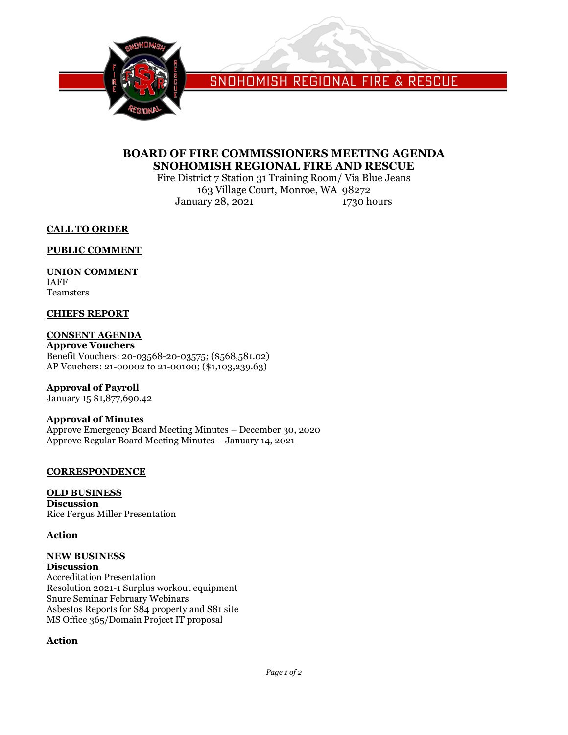SNOHOMISH REGIONAL FIRE & RESCUE

# BOARD OF FIRE COMMISSIONERS MEETING AGENDA
# SNOHOMISH REGIONAL FIRE AND RESCUE

Fire District 7 Station 31 Training Room/ Via Blue Jeans
163 Village Court, Monroe, WA 98272
January 28, 2021 1730 hours

## CALL TO ORDER

## PUBLIC COMMENT

## UNION COMMENT
IAFF
Teamsters

## CHIEFS REPORT

## CONSENT AGENDA
**Approve Vouchers**
Benefit Vouchers: 20-03568-20-03575; ($568,581.02)
AP Vouchers: 21-00002 to 21-00100; ($1,103,239.63)

**Approval of Payroll**
January 15 $1,877,690.42

**Approval of Minutes**
Approve Emergency Board Meeting Minutes – December 30, 2020
Approve Regular Board Meeting Minutes – January 14, 2021

## CORRESPONDENCE

## OLD BUSINESS
**Discussion**
Rice Fergus Miller Presentation

**Action**

## NEW BUSINESS
**Discussion**
Accreditation Presentation
Resolution 2021-1 Surplus workout equipment
Snure Seminar February Webinars
Asbestos Reports for S84 property and S81 site
MS Office 365/Domain Project IT proposal

**Action**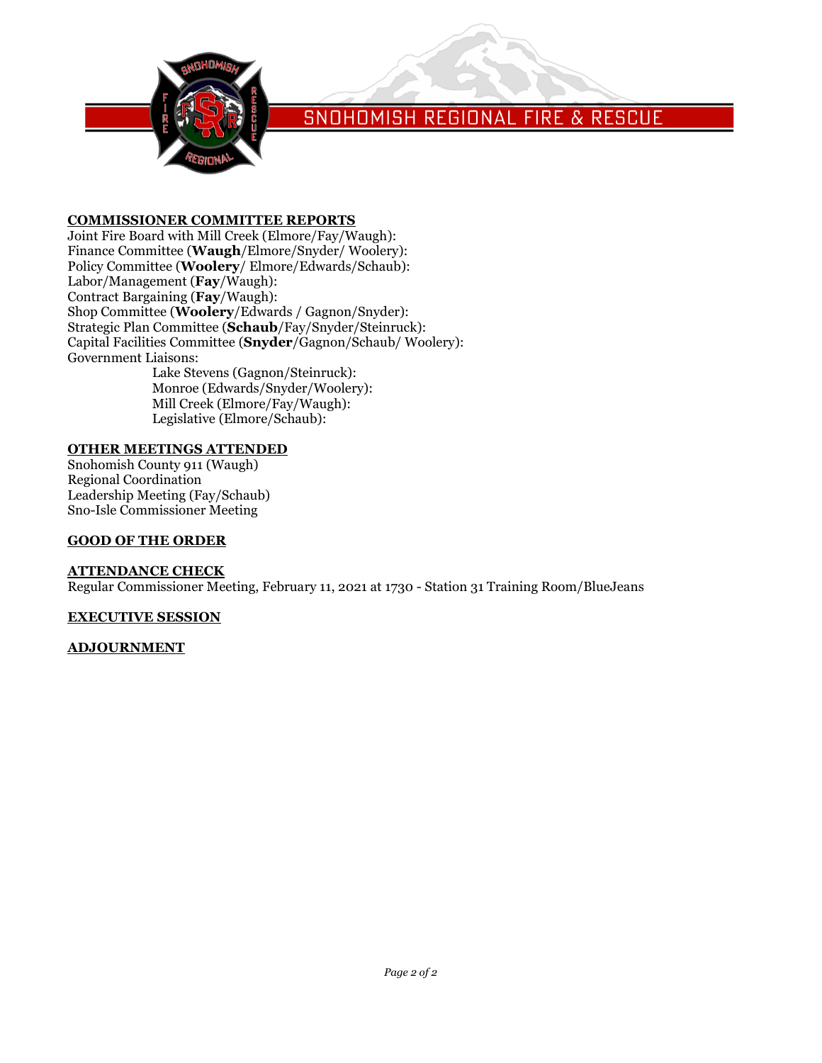**COMMISSIONER COMMITTEE REPORTS**

Joint Fire Board with Mill Creek (Elmore/Fay/Waugh):
Finance Committee (**Waugh**/Elmore/Snyder/ Woolery):
Policy Committee (**Woolery**/ Elmore/Edwards/Schaub):
Labor/Management (**Fay**/Waugh):
Contract Bargaining (**Fay**/Waugh):
Shop Committee (**Woolery**/Edwards / Gagnon/Snyder):
Strategic Plan Committee (**Schaub**/Fay/Snyder/Steinruck):
Capital Facilities Committee (**Snyder**/Gagnon/Schaub/ Woolery):
Government Liaisons:

- Lake Stevens (Gagnon/Steinruck):
- Monroe (Edwards/Snyder/Woolery):
- Mill Creek (Elmore/Fay/Waugh):
- Legislative (Elmore/Schaub):

**OTHER MEETINGS ATTENDED**

Snohomish County 911 (Waugh)
Regional Coordination
Leadership Meeting (Fay/Schaub)
Sno-Isle Commissioner Meeting

**GOOD OF THE ORDER**

**ATTENDANCE CHECK**

Regular Commissioner Meeting, February 11, 2021 at 1730 - Station 31 Training Room/BlueJeans

**EXECUTIVE SESSION**

**ADJOURNMENT**